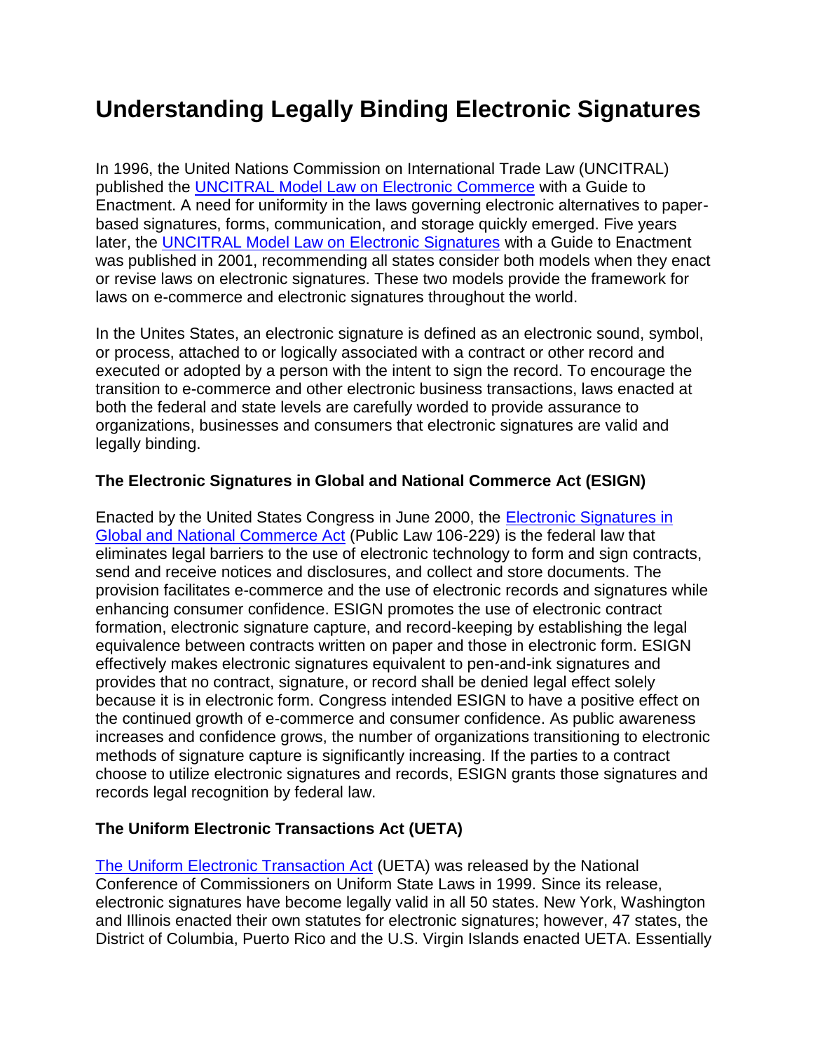# Understanding Legally Binding Electronic Signatures

In 1996, the United Nations Commission on International Trade Law (UNCITRAL) published the UNCITRAL Model Law on Electronic Commerce with a Guide to Enactment. A need for uniformity in the laws governing electronic alternatives to paper-based signatures, forms, communication, and storage quickly emerged. Five years later, the UNCITRAL Model Law on Electronic Signatures with a Guide to Enactment was published in 2001, recommending all states consider both models when they enact or revise laws on electronic signatures. These two models provide the framework for laws on e-commerce and electronic signatures throughout the world.

In the Unites States, an electronic signature is defined as an electronic sound, symbol, or process, attached to or logically associated with a contract or other record and executed or adopted by a person with the intent to sign the record. To encourage the transition to e-commerce and other electronic business transactions, laws enacted at both the federal and state levels are carefully worded to provide assurance to organizations, businesses and consumers that electronic signatures are valid and legally binding.

### The Electronic Signatures in Global and National Commerce Act (ESIGN)

Enacted by the United States Congress in June 2000, the Electronic Signatures in Global and National Commerce Act (Public Law 106-229) is the federal law that eliminates legal barriers to the use of electronic technology to form and sign contracts, send and receive notices and disclosures, and collect and store documents. The provision facilitates e-commerce and the use of electronic records and signatures while enhancing consumer confidence. ESIGN promotes the use of electronic contract formation, electronic signature capture, and record-keeping by establishing the legal equivalence between contracts written on paper and those in electronic form. ESIGN effectively makes electronic signatures equivalent to pen-and-ink signatures and provides that no contract, signature, or record shall be denied legal effect solely because it is in electronic form. Congress intended ESIGN to have a positive effect on the continued growth of e-commerce and consumer confidence. As public awareness increases and confidence grows, the number of organizations transitioning to electronic methods of signature capture is significantly increasing. If the parties to a contract choose to utilize electronic signatures and records, ESIGN grants those signatures and records legal recognition by federal law.

### The Uniform Electronic Transactions Act (UETA)

The Uniform Electronic Transaction Act (UETA) was released by the National Conference of Commissioners on Uniform State Laws in 1999. Since its release, electronic signatures have become legally valid in all 50 states. New York, Washington and Illinois enacted their own statutes for electronic signatures; however, 47 states, the District of Columbia, Puerto Rico and the U.S. Virgin Islands enacted UETA. Essentially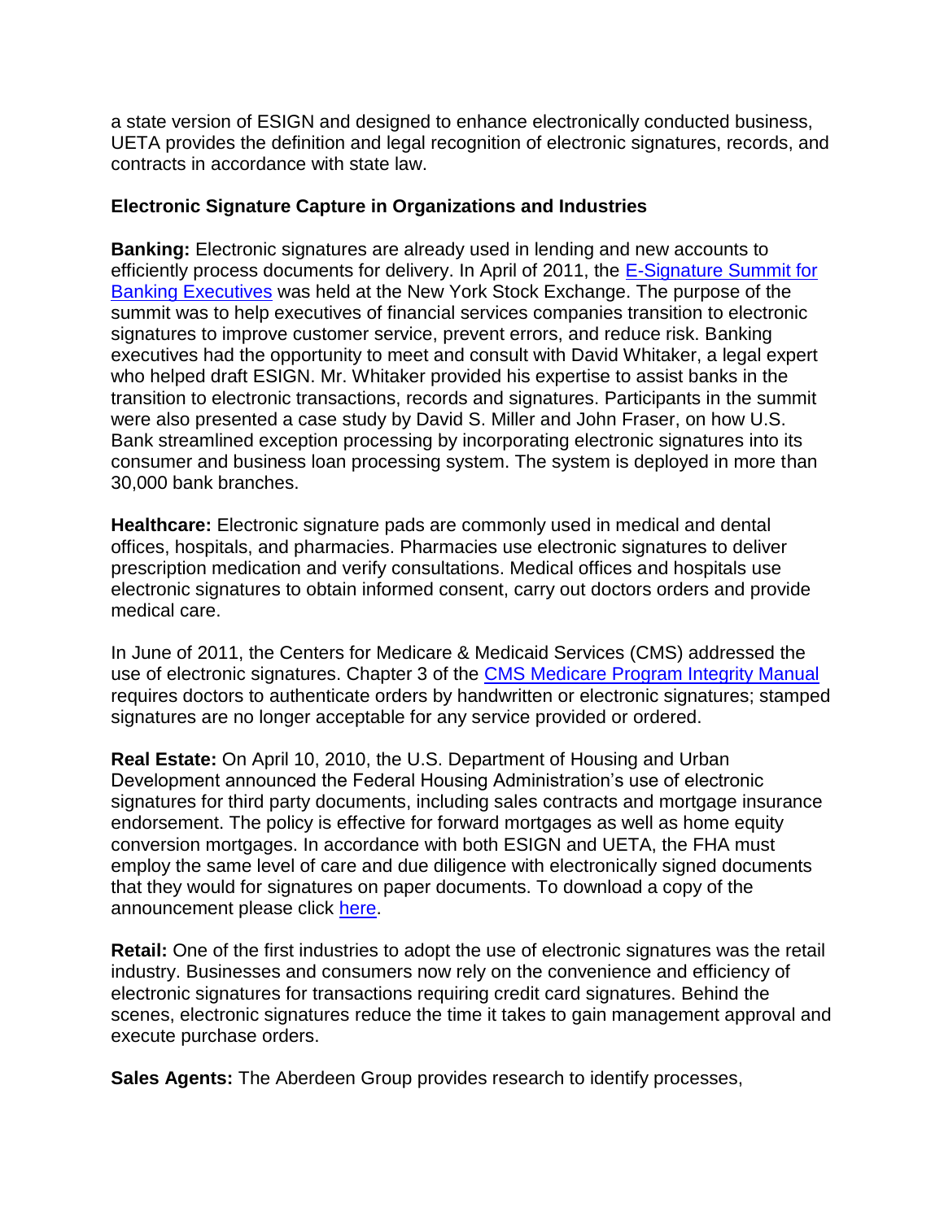a state version of ESIGN and designed to enhance electronically conducted business, UETA provides the definition and legal recognition of electronic signatures, records, and contracts in accordance with state law.

**Electronic Signature Capture in Organizations and Industries**

**Banking:** Electronic signatures are already used in lending and new accounts to efficiently process documents for delivery. In April of 2011, the E-Signature Summit for Banking Executives was held at the New York Stock Exchange. The purpose of the summit was to help executives of financial services companies transition to electronic signatures to improve customer service, prevent errors, and reduce risk. Banking executives had the opportunity to meet and consult with David Whitaker, a legal expert who helped draft ESIGN. Mr. Whitaker provided his expertise to assist banks in the transition to electronic transactions, records and signatures. Participants in the summit were also presented a case study by David S. Miller and John Fraser, on how U.S. Bank streamlined exception processing by incorporating electronic signatures into its consumer and business loan processing system. The system is deployed in more than 30,000 bank branches.

**Healthcare:** Electronic signature pads are commonly used in medical and dental offices, hospitals, and pharmacies. Pharmacies use electronic signatures to deliver prescription medication and verify consultations. Medical offices and hospitals use electronic signatures to obtain informed consent, carry out doctors orders and provide medical care.

In June of 2011, the Centers for Medicare & Medicaid Services (CMS) addressed the use of electronic signatures. Chapter 3 of the CMS Medicare Program Integrity Manual requires doctors to authenticate orders by handwritten or electronic signatures; stamped signatures are no longer acceptable for any service provided or ordered.

**Real Estate:** On April 10, 2010, the U.S. Department of Housing and Urban Development announced the Federal Housing Administration's use of electronic signatures for third party documents, including sales contracts and mortgage insurance endorsement. The policy is effective for forward mortgages as well as home equity conversion mortgages. In accordance with both ESIGN and UETA, the FHA must employ the same level of care and due diligence with electronically signed documents that they would for signatures on paper documents. To download a copy of the announcement please click here.

**Retail:** One of the first industries to adopt the use of electronic signatures was the retail industry. Businesses and consumers now rely on the convenience and efficiency of electronic signatures for transactions requiring credit card signatures. Behind the scenes, electronic signatures reduce the time it takes to gain management approval and execute purchase orders.

**Sales Agents:** The Aberdeen Group provides research to identify processes,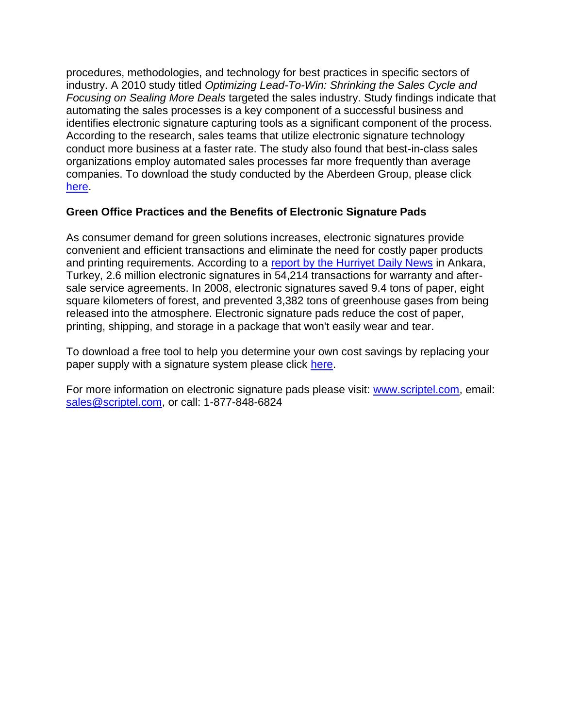procedures, methodologies, and technology for best practices in specific sectors of industry. A 2010 study titled *Optimizing Lead-To-Win: Shrinking the Sales Cycle and Focusing on Sealing More Deals* targeted the sales industry. Study findings indicate that automating the sales processes is a key component of a successful business and identifies electronic signature capturing tools as a significant component of the process. According to the research, sales teams that utilize electronic signature technology conduct more business at a faster rate. The study also found that best-in-class sales organizations employ automated sales processes far more frequently than average companies. To download the study conducted by the Aberdeen Group, please click here.

**Green Office Practices and the Benefits of Electronic Signature Pads**

As consumer demand for green solutions increases, electronic signatures provide convenient and efficient transactions and eliminate the need for costly paper products and printing requirements. According to a report by the Hurriyet Daily News in Ankara, Turkey, 2.6 million electronic signatures in 54,214 transactions for warranty and after-sale service agreements. In 2008, electronic signatures saved 9.4 tons of paper, eight square kilometers of forest, and prevented 3,382 tons of greenhouse gases from being released into the atmosphere. Electronic signature pads reduce the cost of paper, printing, shipping, and storage in a package that won't easily wear and tear.

To download a free tool to help you determine your own cost savings by replacing your paper supply with a signature system please click here.

For more information on electronic signature pads please visit: www.scriptel.com, email: sales@scriptel.com, or call: 1-877-848-6824